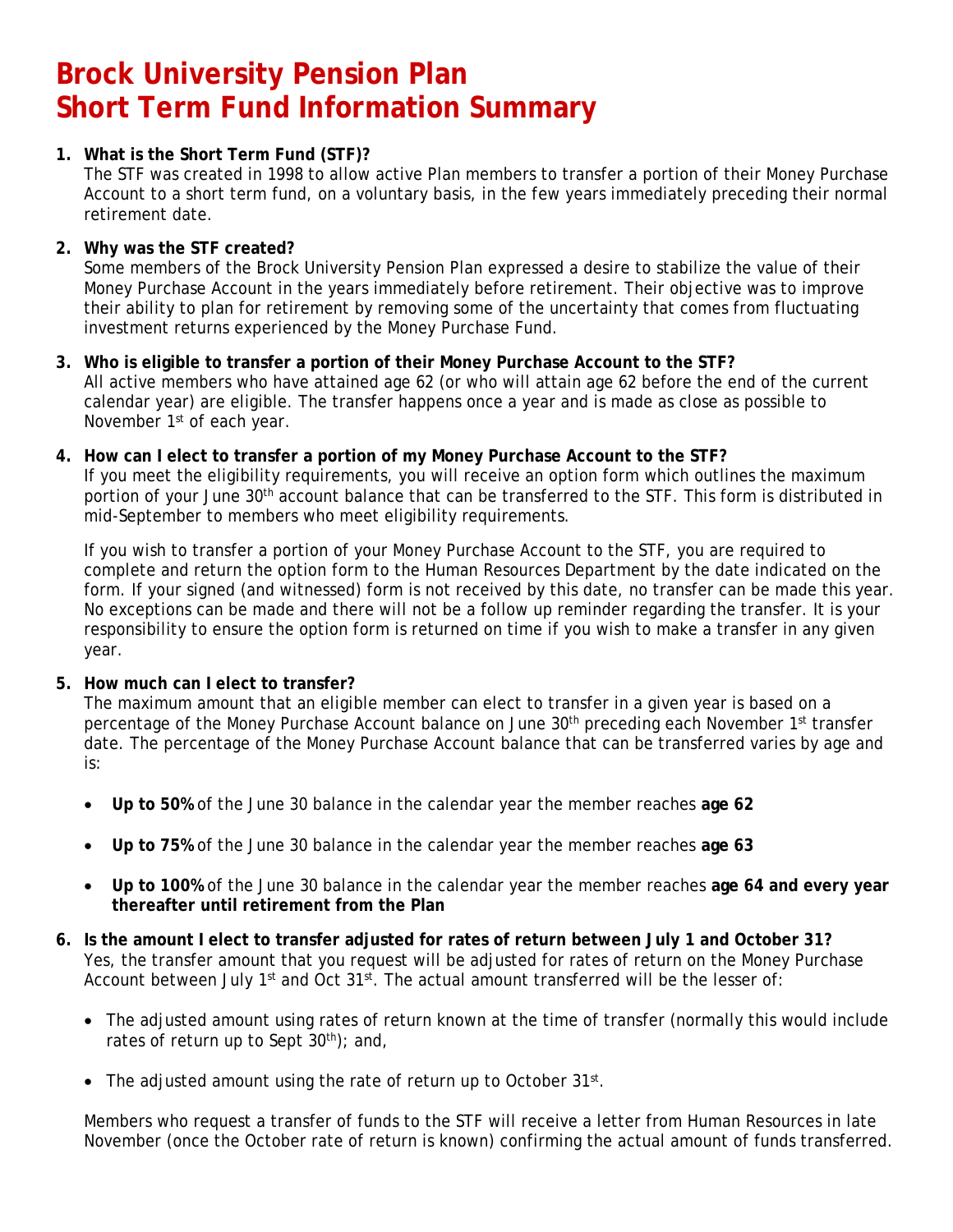# Brock University Pension Plan
# Short Term Fund Information Summary

1. **What is the Short Term Fund (STF)?**
   The STF was created in 1998 to allow active Plan members to transfer a portion of their Money Purchase Account to a short term fund, on a voluntary basis, in the few years immediately preceding their normal retirement date.

2. **Why was the STF created?**
   Some members of the Brock University Pension Plan expressed a desire to stabilize the value of their Money Purchase Account in the years immediately before retirement. Their objective was to improve their ability to plan for retirement by removing some of the uncertainty that comes from fluctuating investment returns experienced by the Money Purchase Fund.

3. **Who is eligible to transfer a portion of their Money Purchase Account to the STF?**
   All active members who have attained age 62 (or who will attain age 62 before the end of the current calendar year) are eligible. The transfer happens once a year and is made as close as possible to November 1st of each year.

4. **How can I elect to transfer a portion of my Money Purchase Account to the STF?**
   If you meet the eligibility requirements, you will receive an option form which outlines the maximum portion of your June 30th account balance that can be transferred to the STF. This form is distributed in mid-September to members who meet eligibility requirements.

   If you wish to transfer a portion of your Money Purchase Account to the STF, you are required to complete and return the option form to the Human Resources Department by the date indicated on the form. If your signed (and witnessed) form is not received by this date, no transfer can be made this year. No exceptions can be made and there will not be a follow up reminder regarding the transfer. It is your responsibility to ensure the option form is returned on time if you wish to make a transfer in any given year.

5. **How much can I elect to transfer?**
   The maximum amount that an eligible member can elect to transfer in a given year is based on a percentage of the Money Purchase Account balance on June 30th preceding each November 1st transfer date. The percentage of the Money Purchase Account balance that can be transferred varies by age and is:

   - **Up to 50%** of the June 30 balance in the calendar year the member reaches **age 62**
   - **Up to 75%** of the June 30 balance in the calendar year the member reaches **age 63**
   - **Up to 100%** of the June 30 balance in the calendar year the member reaches **age 64 and every year thereafter until retirement from the Plan**

6. **Is the amount I elect to transfer adjusted for rates of return between July 1 and October 31?**
   Yes, the transfer amount that you request will be adjusted for rates of return on the Money Purchase Account between July 1st and Oct 31st. The actual amount transferred will be the lesser of:

   - The adjusted amount using rates of return known at the time of transfer (normally this would include rates of return up to Sept 30th); and,
   - The adjusted amount using the rate of return up to October 31st.

   Members who request a transfer of funds to the STF will receive a letter from Human Resources in late November (once the October rate of return is known) confirming the actual amount of funds transferred.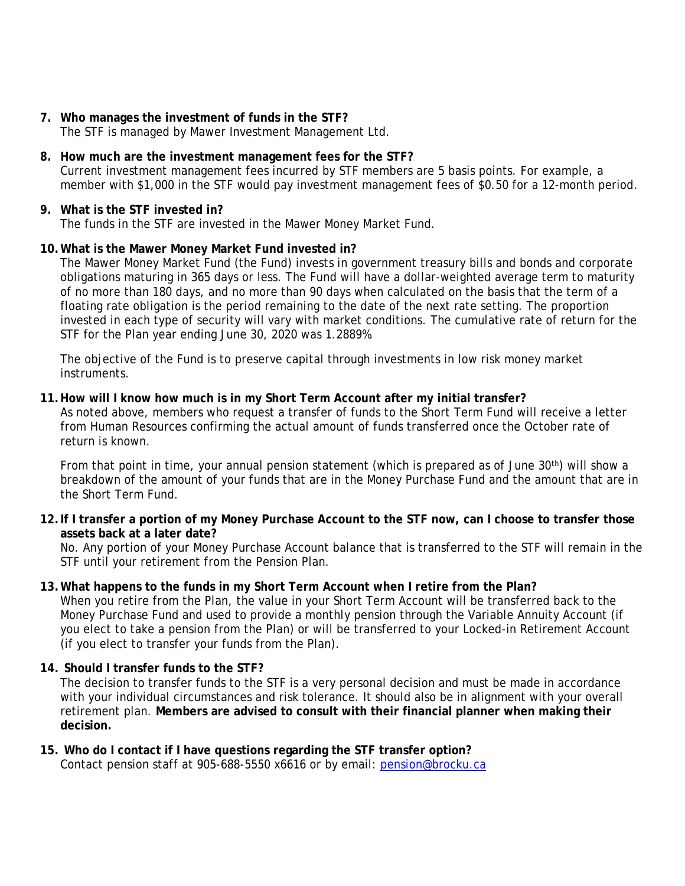7. **Who manages the investment of funds in the STF?**
   The STF is managed by Mawer Investment Management Ltd.

8. **How much are the investment management fees for the STF?**
   Current investment management fees incurred by STF members are 5 basis points. For example, a member with $1,000 in the STF would pay investment management fees of $0.50 for a 12-month period.

9. **What is the STF invested in?**
   The funds in the STF are invested in the Mawer Money Market Fund.

10. **What is the Mawer Money Market Fund invested in?**
    The Mawer Money Market Fund (the Fund) invests in government treasury bills and bonds and corporate obligations maturing in 365 days or less. The Fund will have a dollar-weighted average term to maturity of no more than 180 days, and no more than 90 days when calculated on the basis that the term of a floating rate obligation is the period remaining to the date of the next rate setting. The proportion invested in each type of security will vary with market conditions. The cumulative rate of return for the STF for the Plan year ending June 30, 2020 was 1.2889%.

    The objective of the Fund is to preserve capital through investments in low risk money market instruments.

11. **How will I know how much is in my Short Term Account after my initial transfer?**
    As noted above, members who request a transfer of funds to the Short Term Fund will receive a letter from Human Resources confirming the actual amount of funds transferred once the October rate of return is known.

    From that point in time, your annual pension statement (which is prepared as of June 30th) will show a breakdown of the amount of your funds that are in the Money Purchase Fund and the amount that are in the Short Term Fund.

12. **If I transfer a portion of my Money Purchase Account to the STF now, can I choose to transfer those assets back at a later date?**
    No. Any portion of your Money Purchase Account balance that is transferred to the STF will remain in the STF until your retirement from the Pension Plan.

13. **What happens to the funds in my Short Term Account when I retire from the Plan?**
    When you retire from the Plan, the value in your Short Term Account will be transferred back to the Money Purchase Fund and used to provide a monthly pension through the Variable Annuity Account (if you elect to take a pension from the Plan) or will be transferred to your Locked-in Retirement Account (if you elect to transfer your funds from the Plan).

14. **Should I transfer funds to the STF?**
    The decision to transfer funds to the STF is a very personal decision and must be made in accordance with your individual circumstances and risk tolerance. It should also be in alignment with your overall retirement plan. **Members are advised to consult with their financial planner when making their decision.**

15. **Who do I contact if I have questions regarding the STF transfer option?**
    Contact pension staff at 905-688-5550 x6616 or by email: pension@brocku.ca